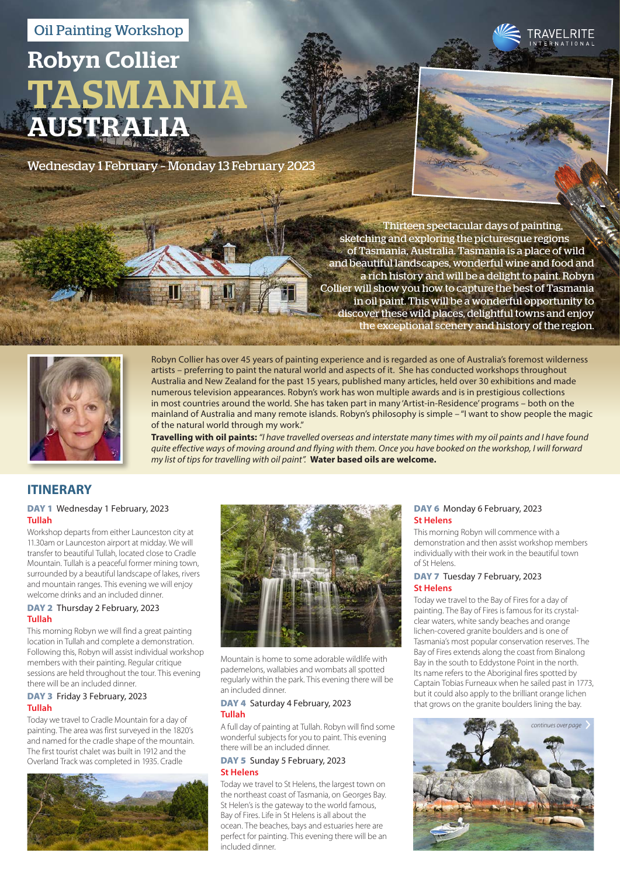Oil Painting Workshop

# Robyn Collier

# TASMANIA AUSTRALIA

Wednesday 1 February – Monday 13 February 2023

Thirteen spectacular days of painting, sketching and exploring the picturesque regions of Tasmania, Australia. Tasmania is a place of wild and beautiful landscapes, wonderful wine and food and a rich history and will be a delight to paint. Robyn Collier will show you how to capture the best of Tasmania in oil paint. This will be a wonderful opportunity to discover these wild places, delightful towns and enjoy the exceptional scenery and history of the region.

Robyn Collier has over 45 years of painting experience and is regarded as one of Australia's foremost wilderness artists – preferring to paint the natural world and aspects of it. She has conducted workshops throughout Australia and New Zealand for the past 15 years, published many articles, held over 30 exhibitions and made numerous television appearances. Robyn's work has won multiple awards and is in prestigious collections in most countries around the world. She has taken part in many 'Artist-in-Residence' programs – both on the mainland of Australia and many remote islands. Robyn's philosophy is simple – "I want to show people the magic of the natural world through my work."

**Travelling with oil paints:** *"I have travelled overseas and interstate many times with my oil paints and I have found quite effective ways of moving around and flying with them. Once you have booked on the workshop, I will forward my list of tips for travelling with oil paint".* **Water based oils are welcome.**

## ITINERARY

**DAY 1** Wednesday 1 February, 2023
**Tullah**

Workshop departs from either Launceston city at 11.30am or Launceston airport at midday. We will transfer to beautiful Tullah, located close to Cradle Mountain. Tullah is a peaceful former mining town, surrounded by a beautiful landscape of lakes, rivers and mountain ranges. This evening we will enjoy welcome drinks and an included dinner.

**DAY 2** Thursday 2 February, 2023
**Tullah**

This morning Robyn we will find a great painting location in Tullah and complete a demonstration. Following this, Robyn will assist individual workshop members with their painting. Regular critique sessions are held throughout the tour. This evening there will be an included dinner.

**DAY 3** Friday 3 February, 2023
**Tullah**

Today we travel to Cradle Mountain for a day of painting. The area was first surveyed in the 1820's and named for the cradle shape of the mountain. The first tourist chalet was built in 1912 and the Overland Track was completed in 1935. Cradle Mountain is home to some adorable wildlife with pademelons, wallabies and wombats all spotted regularly within the park. This evening there will be an included dinner.

**DAY 4** Saturday 4 February, 2023
**Tullah**

A full day of painting at Tullah. Robyn will find some wonderful subjects for you to paint. This evening there will be an included dinner.

**DAY 5** Sunday 5 February, 2023
**St Helens**

Today we travel to St Helens, the largest town on the northeast coast of Tasmania, on Georges Bay. St Helen's is the gateway to the world famous, Bay of Fires. Life in St Helens is all about the ocean. The beaches, bays and estuaries here are perfect for painting. This evening there will be an included dinner.

**DAY 6** Monday 6 February, 2023
**St Helens**

This morning Robyn will commence with a demonstration and then assist workshop members individually with their work in the beautiful town of St Helens.

**DAY 7** Tuesday 7 February, 2023
**St Helens**

Today we travel to the Bay of Fires for a day of painting. The Bay of Fires is famous for its crystal-clear waters, white sandy beaches and orange lichen-covered granite boulders and is one of Tasmania's most popular conservation reserves. The Bay of Fires extends along the coast from Binalong Bay in the south to Eddystone Point in the north. Its name refers to the Aboriginal fires spotted by Captain Tobias Furneaux when he sailed past in 1773, but it could also apply to the brilliant orange lichen that grows on the granite boulders lining the bay.

*continues over page*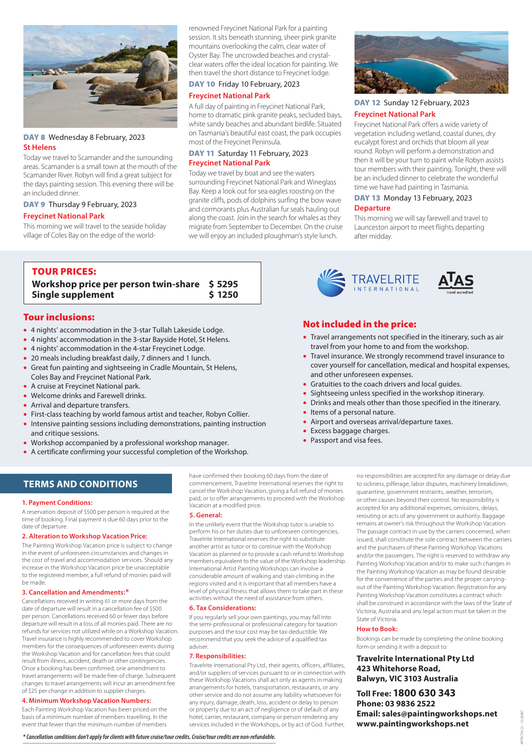**DAY 8** Wednesday 8 February, 2023

**St Helens**

Today we travel to Scamander and the surrounding areas. Scamander is a small town at the mouth of the Scamander River. Robyn will find a great subject for the days painting session. This evening there will be an included dinner.

**DAY 9** Thursday 9 February, 2023

**Freycinet National Park**

This morning we will travel to the seaside holiday village of Coles Bay on the edge of the world-renowned Freycinet National Park for a painting session. It sits beneath stunning, sheer pink granite mountains overlooking the calm, clear water of Oyster Bay. The uncrowded beaches and crystal-clear waters offer the ideal location for painting. We then travel the short distance to Freycinet lodge.

**DAY 10** Friday 10 February, 2023

**Freycinet National Park**

A full day of painting in Freycinet National Park, home to dramatic pink granite peaks, secluded bays, white sandy beaches and abundant birdlife. Situated on Tasmania's beautiful east coast, the park occupies most of the Freycinet Peninsula.

**DAY 11** Saturday 11 February, 2023

**Freycinet National Park**

Today we travel by boat and see the waters surrounding Freycinet National Park and Wineglass Bay. Keep a look out for sea eagles roosting on the granite cliffs, pods of dolphins surfing the bow wave and cormorants plus Australian fur seals hauling out along the coast. Join in the search for whales as they migrate from September to December. On the cruise we will enjoy an included ploughman's style lunch.

**DAY 12** Sunday 12 February, 2023

**Freycinet National Park**

Freycinet National Park offers a wide variety of vegetation including wetland, coastal dunes, dry eucalypt forest and orchids that bloom all year round. Robyn will perform a demonstration and then it will be your turn to paint while Robyn assists tour members with their painting. Tonight, there will be an included dinner to celebrate the wonderful time we have had painting in Tasmania.

**DAY 13** Monday 13 February, 2023

**Departure**

This morning we will say farewell and travel to Launceston airport to meet flights departing after midday.

## TOUR PRICES:

| | |
|---|---|
| **Workshop price per person twin-share** | **$ 5295** |
| **Single supplement** | **$ 1250** |

TRAVELRITE INTERNATIONAL

ATAS travel accredited

## Tour inclusions:

- 4 nights' accommodation in the 3-star Tullah Lakeside Lodge.
- 4 nights' accommodation in the 3-star Bayside Hotel, St Helens.
- 4 nights' accommodation in the 4-star Freycinet Lodge.
- 20 meals including breakfast daily, 7 dinners and 1 lunch.
- Great fun painting and sightseeing in Cradle Mountain, St Helens, Coles Bay and Freycinet National Park.
- A cruise at Freycinet National park.
- Welcome drinks and Farewell drinks.
- Arrival and departure transfers.
- First-class teaching by world famous artist and teacher, Robyn Collier.
- Intensive painting sessions including demonstrations, painting instruction and critique sessions.
- Workshop accompanied by a professional workshop manager.
- A certificate confirming your successful completion of the Workshop.

## Not included in the price:

- Travel arrangements not specified in the itinerary, such as air travel from your home to and from the workshop.
- Travel insurance. We strongly recommend travel insurance to cover yourself for cancellation, medical and hospital expenses, and other unforeseen expenses.
- Gratuities to the coach drivers and local guides.
- Sightseeing unless specified in the workshop itinerary.
- Drinks and meals other than those specified in the itinerary.
- Items of a personal nature.
- Airport and overseas arrival/departure taxes.
- Excess baggage charges.
- Passport and visa fees.

## TERMS AND CONDITIONS

### 1. Payment Conditions:

A reservation deposit of $500 per person is required at the time of booking. Final payment is due 60 days prior to the date of departure.

### 2. Alteration to Workshop Vacation Price:

The Painting Workshop Vacation price is subject to change in the event of unforeseen circumstances and changes in the cost of travel and accommodation services. Should any increase in the Workshop Vacation price be unacceptable to the registered member, a full refund of monies paid will be made.

### 3. Cancellation and Amendments:*

Cancellations received in writing 61 or more days from the date of departure will result in a cancellation fee of $500 per person. Cancellations received 60 or fewer days before departure will result in a loss of all monies paid. There are no refunds for services not utilized while on a Workshop Vacation. Travel insurance is highly recommended to cover Workshop members for the consequences of unforeseen events during the Workshop Vacation and for cancellation fees that could result from illness, accident, death or other contingencies. Once a booking has been confirmed, one amendment to travel arrangements will be made free-of-charge. Subsequent changes to travel arrangements will incur an amendment fee of $25 per change in addition to supplier charges.

### 4. Minimum Workshop Vacation Numbers:

Each Painting Workshop Vacation has been priced on the basis of a minimum number of members travelling. In the event that fewer than the minimum number of members have confirmed their booking 60 days from the date of commencement, Travelrite International reserves the right to cancel the Workshop Vacation, giving a full refund of monies paid, or to offer arrangements to proceed with the Workshop Vacation at a modified price.

### 5. General:

In the unlikely event that the Workshop tutor is unable to perform his or her duties due to unforeseen contingencies, Travelrite International reserves the right to substitute another artist as tutor or to continue with the Workshop Vacation as planned or to provide a cash refund to Workshop members equivalent to the value of the Workshop leadership. International Artist Painting Workshops can involve a considerable amount of walking and stair-climbing in the regions visited and it is important that all members have a level of physical fitness that allows them to take part in these activities without the need of assistance from others.

### 6. Tax Considerations:

If you regularly sell your own paintings, you may fall into the semi-professional or professional category for taxation purposes and the tour cost may be tax-deductible. We recommend that you seek the advice of a qualified tax adviser.

### 7. Responsibilities:

Travelrite International Pty Ltd., their agents, officers, affiliates, and/or suppliers of services pursuant to or in connection with these Workshop Vacations shall act only as agents in making arrangements for hotels, transportation, restaurants, or any other service and do not assume any liability whatsoever for any injury, damage, death, loss, accident or delay to person or property due to an act of negligence or of default of any hotel, carrier, restaurant, company or person rendering any services included in the Workshops, or by act of God. Further, no responsibilities are accepted for any damage or delay due to sickness, pilferage, labor disputes, machinery breakdown, quarantine, government restraints, weather, terrorism, or other causes beyond their control. No responsibility is accepted for any additional expenses, omissions, delays, rerouting or acts of any government or authority. Baggage remains at owner's risk throughout the Workshop Vacation. The passage contract in use by the carriers concerned, when issued, shall constitute the sole contract between the carriers and the purchasers of these Painting Workshop Vacations and/or the passengers. The right is reserved to withdraw any Painting Workshop Vacation and/or to make such changes in the Painting Workshop Vacation as may be found desirable for the convenience of the parties and the proper carrying-out of the Painting Workshop Vacation. Registration for any Painting Workshop Vacation constitutes a contract which shall be construed in accordance with the laws of the State of Victoria, Australia and any legal action must be taken in the State of Victoria.

### How to Book:

Bookings can be made by completing the online booking form or sending it with a deposit to:

**Travelrite International Pty Ltd**
**423 Whitehorse Road,**
**Balwyn, VIC 3103 Australia**

**Toll Free: 1800 630 343**
**Phone: 03 9836 2522**
**Email: sales@paintingworkshops.net**
**www.paintingworkshops.net**

*\* Cancellation conditions don't apply for clients with future cruise/tour credits. Cruise/tour credits are non-refundable.*